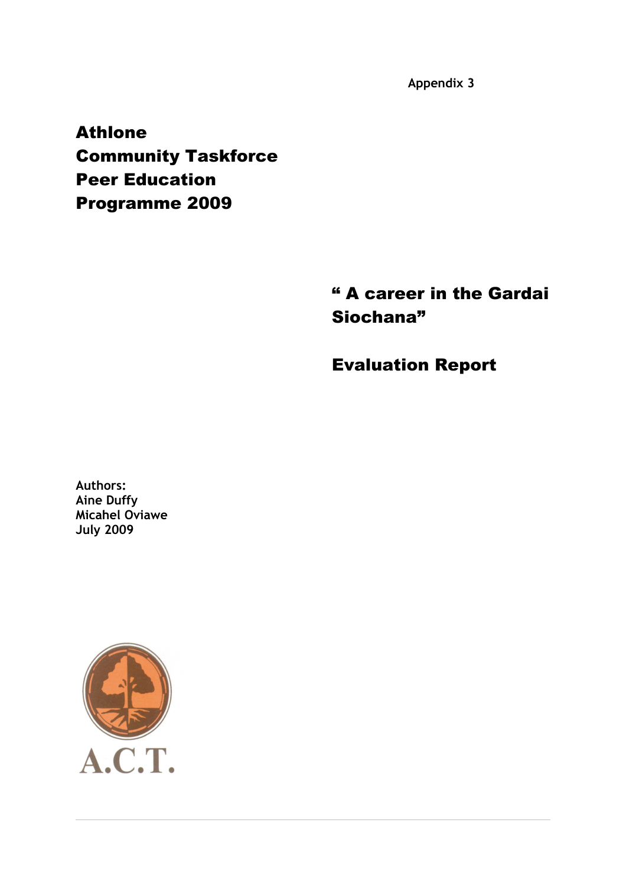Appendix 3

# Athlone Community Taskforce Peer Education Programme 2009

## " A career in the Gardai Siochana"

## Evaluation Report

**Authors:**
**Aine Duffy**
**Micahel Oviawe**
**July 2009**

A.C.T.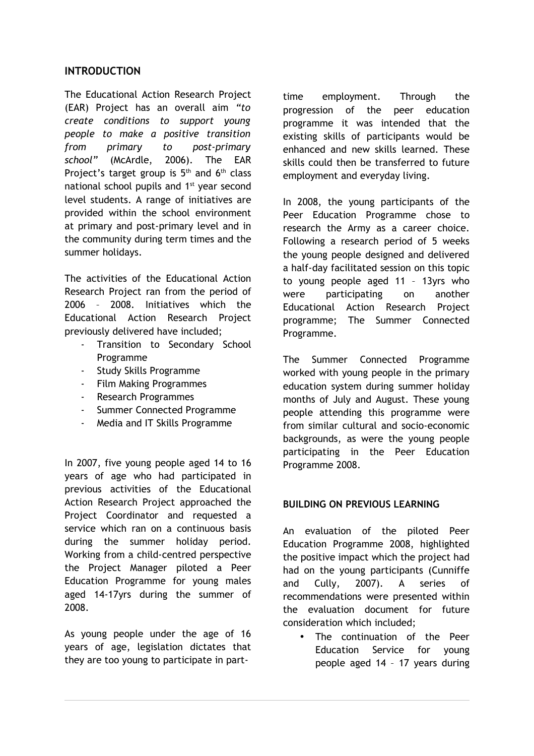## INTRODUCTION

The Educational Action Research Project (EAR) Project has an overall aim *"to create conditions to support young people to make a positive transition from primary to post-primary school"* (McArdle, 2006). The EAR Project's target group is 5th and 6th class national school pupils and 1st year second level students. A range of initiatives are provided within the school environment at primary and post-primary level and in the community during term times and the summer holidays.

The activities of the Educational Action Research Project ran from the period of 2006 – 2008. Initiatives which the Educational Action Research Project previously delivered have included;

- Transition to Secondary School Programme
- Study Skills Programme
- Film Making Programmes
- Research Programmes
- Summer Connected Programme
- Media and IT Skills Programme

In 2007, five young people aged 14 to 16 years of age who had participated in previous activities of the Educational Action Research Project approached the Project Coordinator and requested a service which ran on a continuous basis during the summer holiday period. Working from a child-centred perspective the Project Manager piloted a Peer Education Programme for young males aged 14-17yrs during the summer of 2008.

As young people under the age of 16 years of age, legislation dictates that they are too young to participate in part-time employment. Through the progression of the peer education programme it was intended that the existing skills of participants would be enhanced and new skills learned. These skills could then be transferred to future employment and everyday living.

In 2008, the young participants of the Peer Education Programme chose to research the Army as a career choice. Following a research period of 5 weeks the young people designed and delivered a half-day facilitated session on this topic to young people aged 11 – 13yrs who were participating on another Educational Action Research Project programme; The Summer Connected Programme.

The Summer Connected Programme worked with young people in the primary education system during summer holiday months of July and August. These young people attending this programme were from similar cultural and socio-economic backgrounds, as were the young people participating in the Peer Education Programme 2008.

### BUILDING ON PREVIOUS LEARNING

An evaluation of the piloted Peer Education Programme 2008, highlighted the positive impact which the project had had on the young participants (Cunniffe and Cully, 2007). A series of recommendations were presented within the evaluation document for future consideration which included;

- The continuation of the Peer Education Service for young people aged 14 – 17 years during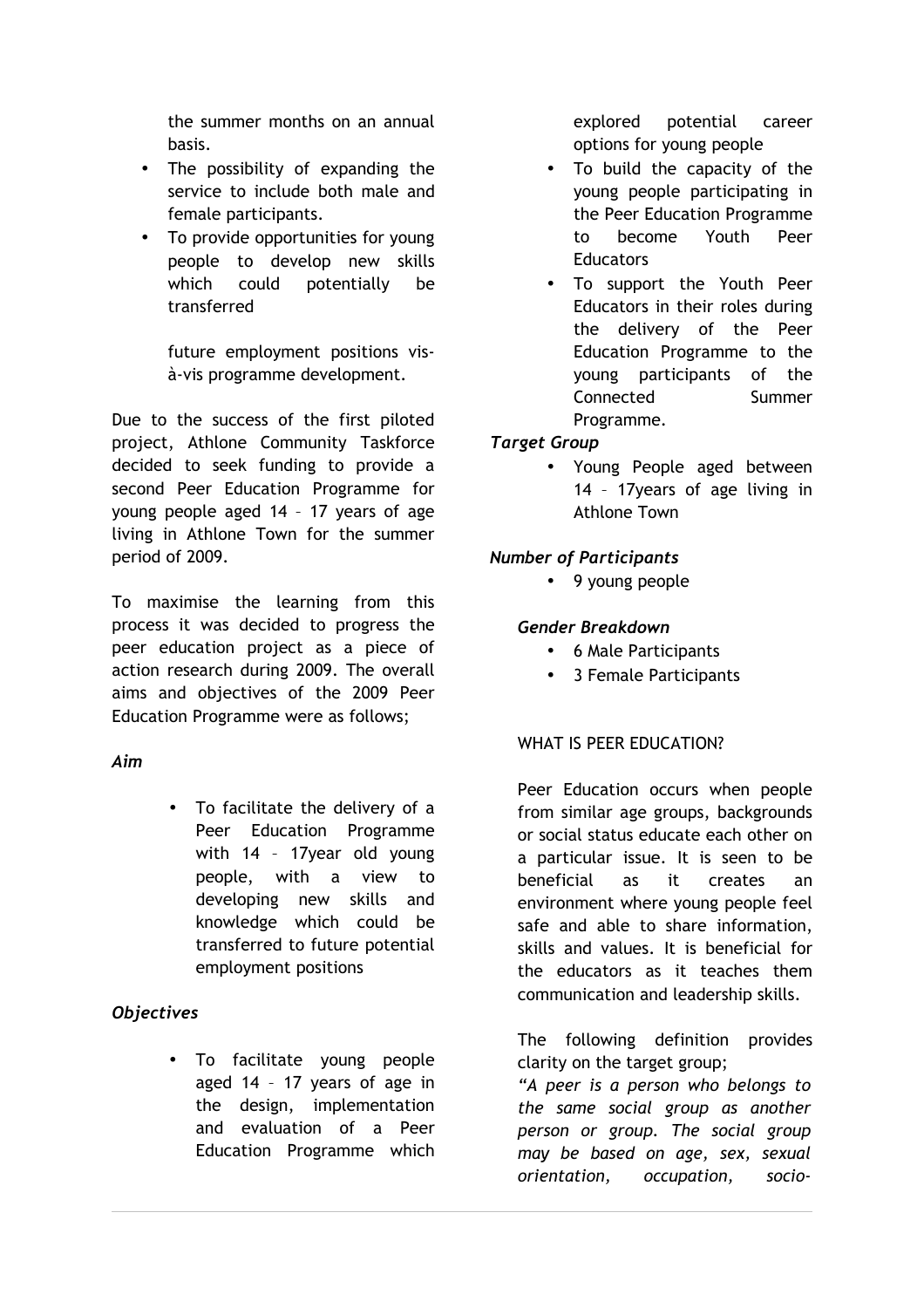the summer months on an annual basis.

- The possibility of expanding the service to include both male and female participants.
- To provide opportunities for young people to develop new skills which could potentially be transferred

  future employment positions vis-à-vis programme development.

Due to the success of the first piloted project, Athlone Community Taskforce decided to seek funding to provide a second Peer Education Programme for young people aged 14 – 17 years of age living in Athlone Town for the summer period of 2009.

To maximise the learning from this process it was decided to progress the peer education project as a piece of action research during 2009. The overall aims and objectives of the 2009 Peer Education Programme were as follows;

***Aim***

- To facilitate the delivery of a Peer Education Programme with 14 – 17year old young people, with a view to developing new skills and knowledge which could be transferred to future potential employment positions

***Objectives***

- To facilitate young people aged 14 – 17 years of age in the design, implementation and evaluation of a Peer Education Programme which explored potential career options for young people
- To build the capacity of the young people participating in the Peer Education Programme to become Youth Peer Educators
- To support the Youth Peer Educators in their roles during the delivery of the Peer Education Programme to the young participants of the Connected Summer Programme.

***Target Group***

- Young People aged between 14 – 17years of age living in Athlone Town

***Number of Participants***

- 9 young people

***Gender Breakdown***

- 6 Male Participants
- 3 Female Participants

WHAT IS PEER EDUCATION?

Peer Education occurs when people from similar age groups, backgrounds or social status educate each other on a particular issue. It is seen to be beneficial as it creates an environment where young people feel safe and able to share information, skills and values. It is beneficial for the educators as it teaches them communication and leadership skills.

The following definition provides clarity on the target group;

*"A peer is a person who belongs to the same social group as another person or group. The social group may be based on age, sex, sexual orientation, occupation, socio-*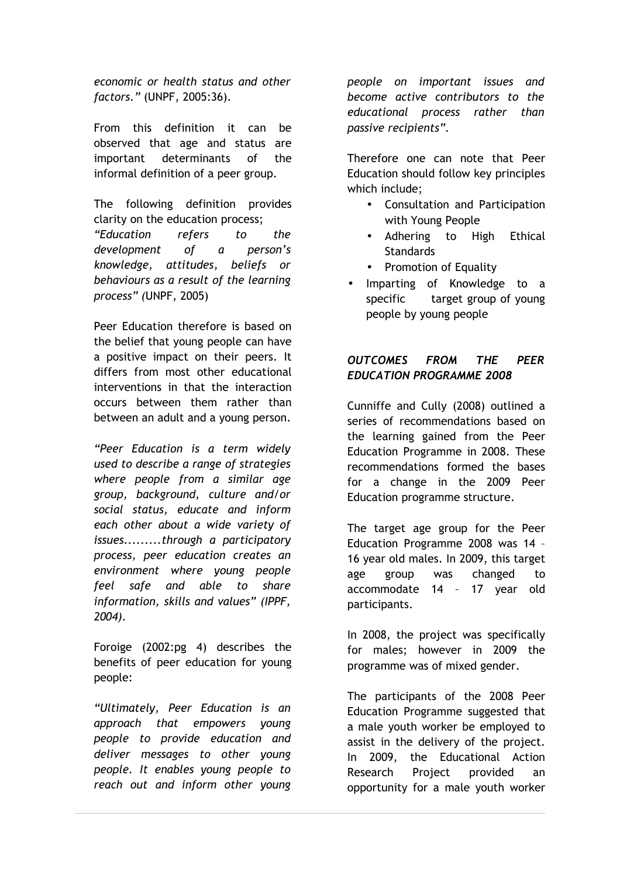*economic or health status and other factors."* (UNPF, 2005:36).

From this definition it can be observed that age and status are important determinants of the informal definition of a peer group.

The following definition provides clarity on the education process; *"Education refers to the development of a person's knowledge, attitudes, beliefs or behaviours as a result of the learning process" (*UNPF, 2005)

Peer Education therefore is based on the belief that young people can have a positive impact on their peers. It differs from most other educational interventions in that the interaction occurs between them rather than between an adult and a young person.

*"Peer Education is a term widely used to describe a range of strategies where people from a similar age group, background, culture and/or social status, educate and inform each other about a wide variety of issues.........through a participatory process, peer education creates an environment where young people feel safe and able to share information, skills and values" (IPPF, 2004).*

Foroige (2002:pg 4) describes the benefits of peer education for young people:

*"Ultimately, Peer Education is an approach that empowers young people to provide education and deliver messages to other young people. It enables young people to reach out and inform other young people on important issues and become active contributors to the educational process rather than passive recipients".*

Therefore one can note that Peer Education should follow key principles which include;

- Consultation and Participation with Young People
- Adhering to High Ethical Standards
- Promotion of Equality
- Imparting of Knowledge to a specific target group of young people by young people

### *OUTCOMES FROM THE PEER EDUCATION PROGRAMME 2008*

Cunniffe and Cully (2008) outlined a series of recommendations based on the learning gained from the Peer Education Programme in 2008. These recommendations formed the bases for a change in the 2009 Peer Education programme structure.

The target age group for the Peer Education Programme 2008 was 14 – 16 year old males. In 2009, this target age group was changed to accommodate 14 – 17 year old participants.

In 2008, the project was specifically for males; however in 2009 the programme was of mixed gender.

The participants of the 2008 Peer Education Programme suggested that a male youth worker be employed to assist in the delivery of the project. In 2009, the Educational Action Research Project provided an opportunity for a male youth worker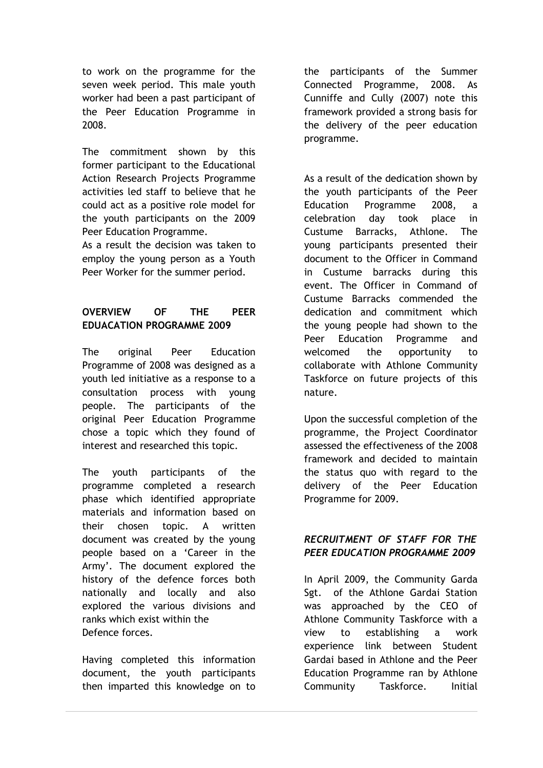to work on the programme for the seven week period. This male youth worker had been a past participant of the Peer Education Programme in 2008.

The commitment shown by this former participant to the Educational Action Research Projects Programme activities led staff to believe that he could act as a positive role model for the youth participants on the 2009 Peer Education Programme.
As a result the decision was taken to employ the young person as a Youth Peer Worker for the summer period.

**OVERVIEW OF THE PEER EDUACATION PROGRAMME 2009**

The original Peer Education Programme of 2008 was designed as a youth led initiative as a response to a consultation process with young people. The participants of the original Peer Education Programme chose a topic which they found of interest and researched this topic.

The youth participants of the programme completed a research phase which identified appropriate materials and information based on their chosen topic. A written document was created by the young people based on a 'Career in the Army'. The document explored the history of the defence forces both nationally and locally and also explored the various divisions and ranks which exist within the Defence forces.

Having completed this information document, the youth participants then imparted this knowledge on to the participants of the Summer Connected Programme, 2008. As Cunniffe and Cully (2007) note this framework provided a strong basis for the delivery of the peer education programme.

As a result of the dedication shown by the youth participants of the Peer Education Programme 2008, a celebration day took place in Custume Barracks, Athlone. The young participants presented their document to the Officer in Command in Custume barracks during this event. The Officer in Command of Custume Barracks commended the dedication and commitment which the young people had shown to the Peer Education Programme and welcomed the opportunity to collaborate with Athlone Community Taskforce on future projects of this nature.

Upon the successful completion of the programme, the Project Coordinator assessed the effectiveness of the 2008 framework and decided to maintain the status quo with regard to the delivery of the Peer Education Programme for 2009.

***RECRUITMENT OF STAFF FOR THE PEER EDUCATION PROGRAMME 2009***

In April 2009, the Community Garda Sgt. of the Athlone Gardai Station was approached by the CEO of Athlone Community Taskforce with a view to establishing a work experience link between Student Gardai based in Athlone and the Peer Education Programme ran by Athlone Community Taskforce. Initial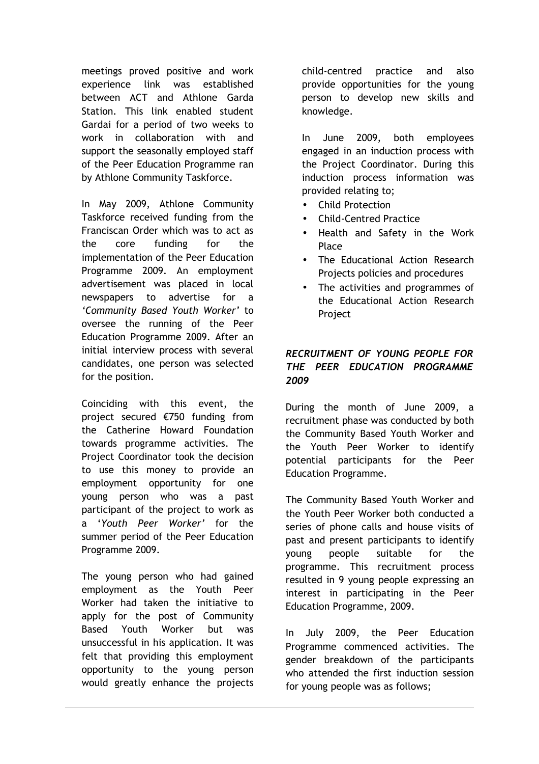meetings proved positive and work experience link was established between ACT and Athlone Garda Station. This link enabled student Gardai for a period of two weeks to work in collaboration with and support the seasonally employed staff of the Peer Education Programme ran by Athlone Community Taskforce.

In May 2009, Athlone Community Taskforce received funding from the Franciscan Order which was to act as the core funding for the implementation of the Peer Education Programme 2009. An employment advertisement was placed in local newspapers to advertise for a *'Community Based Youth Worker'* to oversee the running of the Peer Education Programme 2009. After an initial interview process with several candidates, one person was selected for the position.

Coinciding with this event, the project secured €750 funding from the Catherine Howard Foundation towards programme activities. The Project Coordinator took the decision to use this money to provide an employment opportunity for one young person who was a past participant of the project to work as a *'Youth Peer Worker'* for the summer period of the Peer Education Programme 2009.

The young person who had gained employment as the Youth Peer Worker had taken the initiative to apply for the post of Community Based Youth Worker but was unsuccessful in his application. It was felt that providing this employment opportunity to the young person would greatly enhance the projects child-centred practice and also provide opportunities for the young person to develop new skills and knowledge.

In June 2009, both employees engaged in an induction process with the Project Coordinator. During this induction process information was provided relating to;

- Child Protection
- Child-Centred Practice
- Health and Safety in the Work Place
- The Educational Action Research Projects policies and procedures
- The activities and programmes of the Educational Action Research Project

### *RECRUITMENT OF YOUNG PEOPLE FOR THE PEER EDUCATION PROGRAMME 2009*

During the month of June 2009, a recruitment phase was conducted by both the Community Based Youth Worker and the Youth Peer Worker to identify potential participants for the Peer Education Programme.

The Community Based Youth Worker and the Youth Peer Worker both conducted a series of phone calls and house visits of past and present participants to identify young people suitable for the programme. This recruitment process resulted in 9 young people expressing an interest in participating in the Peer Education Programme, 2009.

In July 2009, the Peer Education Programme commenced activities. The gender breakdown of the participants who attended the first induction session for young people was as follows;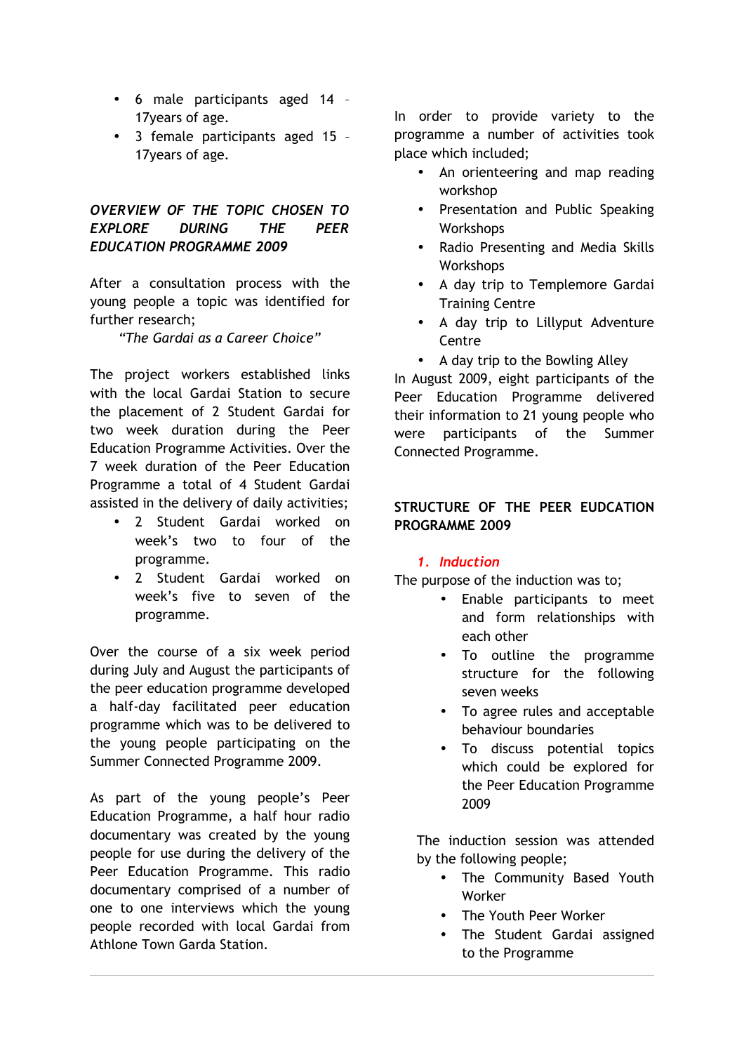- 6 male participants aged 14 – 17years of age.
- 3 female participants aged 15 – 17years of age.

### *OVERVIEW OF THE TOPIC CHOSEN TO EXPLORE DURING THE PEER EDUCATION PROGRAMME 2009*

After a consultation process with the young people a topic was identified for further research;

*"The Gardai as a Career Choice"*

The project workers established links with the local Gardai Station to secure the placement of 2 Student Gardai for two week duration during the Peer Education Programme Activities. Over the 7 week duration of the Peer Education Programme a total of 4 Student Gardai assisted in the delivery of daily activities;

- 2 Student Gardai worked on week's two to four of the programme.
- 2 Student Gardai worked on week's five to seven of the programme.

Over the course of a six week period during July and August the participants of the peer education programme developed a half-day facilitated peer education programme which was to be delivered to the young people participating on the Summer Connected Programme 2009.

As part of the young people's Peer Education Programme, a half hour radio documentary was created by the young people for use during the delivery of the Peer Education Programme. This radio documentary comprised of a number of one to one interviews which the young people recorded with local Gardai from Athlone Town Garda Station.

In order to provide variety to the programme a number of activities took place which included;

- An orienteering and map reading workshop
- Presentation and Public Speaking Workshops
- Radio Presenting and Media Skills Workshops
- A day trip to Templemore Gardai Training Centre
- A day trip to Lillyput Adventure Centre
- A day trip to the Bowling Alley

In August 2009, eight participants of the Peer Education Programme delivered their information to 21 young people who were participants of the Summer Connected Programme.

### STRUCTURE OF THE PEER EUDCATION PROGRAMME 2009

#### *1. Induction*

The purpose of the induction was to;

- Enable participants to meet and form relationships with each other
- To outline the programme structure for the following seven weeks
- To agree rules and acceptable behaviour boundaries
- To discuss potential topics which could be explored for the Peer Education Programme 2009

The induction session was attended by the following people;

- The Community Based Youth Worker
- The Youth Peer Worker
- The Student Gardai assigned to the Programme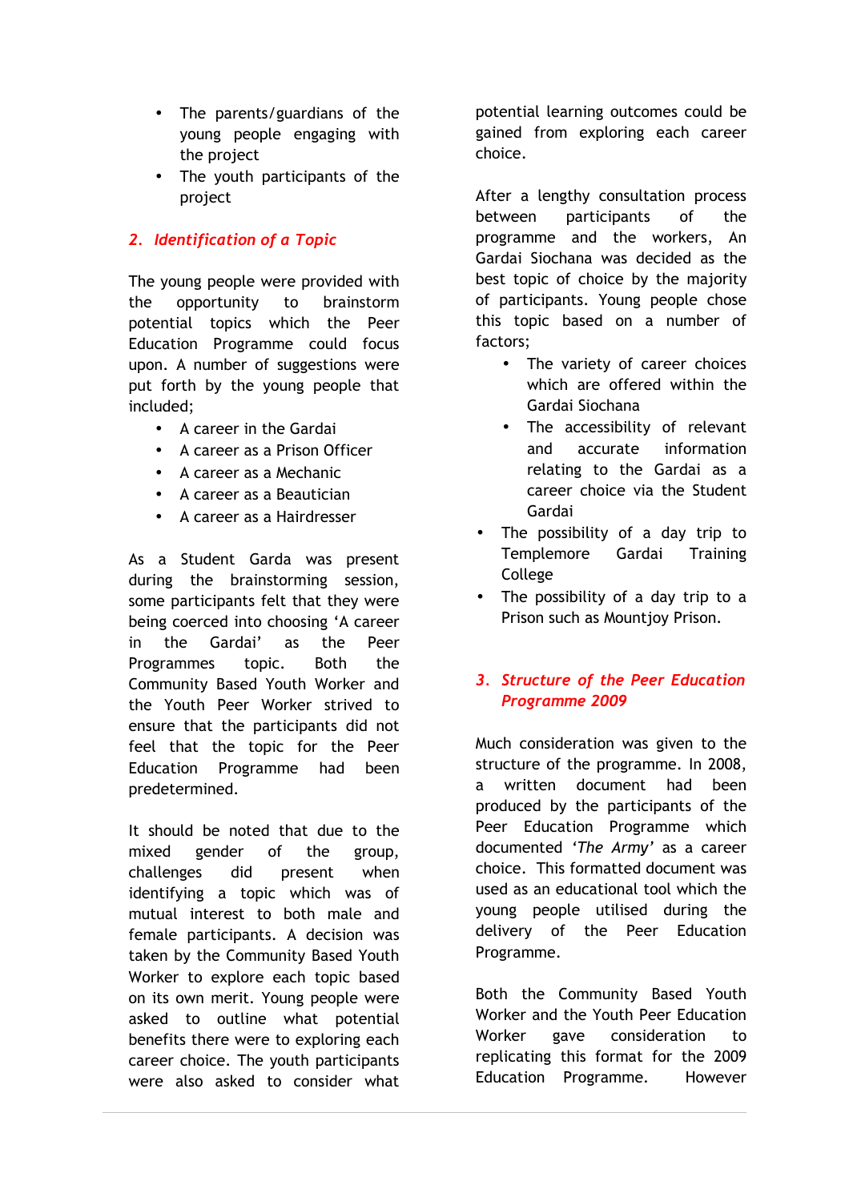- The parents/guardians of the young people engaging with the project
- The youth participants of the project

## 2. *Identification of a Topic*

The young people were provided with the opportunity to brainstorm potential topics which the Peer Education Programme could focus upon. A number of suggestions were put forth by the young people that included;

- A career in the Gardai
- A career as a Prison Officer
- A career as a Mechanic
- A career as a Beautician
- A career as a Hairdresser

As a Student Garda was present during the brainstorming session, some participants felt that they were being coerced into choosing 'A career in the Gardai' as the Peer Programmes topic. Both the Community Based Youth Worker and the Youth Peer Worker strived to ensure that the participants did not feel that the topic for the Peer Education Programme had been predetermined.

It should be noted that due to the mixed gender of the group, challenges did present when identifying a topic which was of mutual interest to both male and female participants. A decision was taken by the Community Based Youth Worker to explore each topic based on its own merit. Young people were asked to outline what potential benefits there were to exploring each career choice. The youth participants were also asked to consider what potential learning outcomes could be gained from exploring each career choice.

After a lengthy consultation process between participants of the programme and the workers, An Gardai Siochana was decided as the best topic of choice by the majority of participants. Young people chose this topic based on a number of factors;

- The variety of career choices which are offered within the Gardai Siochana
- The accessibility of relevant and accurate information relating to the Gardai as a career choice via the Student Gardai
- The possibility of a day trip to Templemore Gardai Training College
- The possibility of a day trip to a Prison such as Mountjoy Prison.

## 3. *Structure of the Peer Education Programme 2009*

Much consideration was given to the structure of the programme. In 2008, a written document had been produced by the participants of the Peer Education Programme which documented '*The Army*' as a career choice. This formatted document was used as an educational tool which the young people utilised during the delivery of the Peer Education Programme.

Both the Community Based Youth Worker and the Youth Peer Education Worker gave consideration to replicating this format for the 2009 Education Programme. However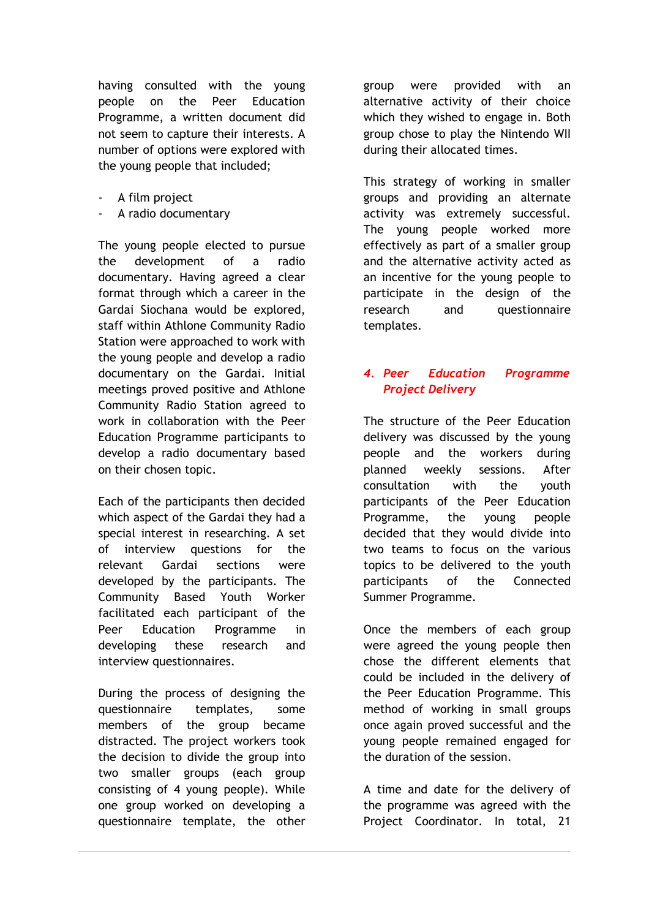having consulted with the young people on the Peer Education Programme, a written document did not seem to capture their interests. A number of options were explored with the young people that included;

- A film project
- A radio documentary

The young people elected to pursue the development of a radio documentary. Having agreed a clear format through which a career in the Gardai Siochana would be explored, staff within Athlone Community Radio Station were approached to work with the young people and develop a radio documentary on the Gardai. Initial meetings proved positive and Athlone Community Radio Station agreed to work in collaboration with the Peer Education Programme participants to develop a radio documentary based on their chosen topic.

Each of the participants then decided which aspect of the Gardai they had a special interest in researching. A set of interview questions for the relevant Gardai sections were developed by the participants. The Community Based Youth Worker facilitated each participant of the Peer Education Programme in developing these research and interview questionnaires.

During the process of designing the questionnaire templates, some members of the group became distracted. The project workers took the decision to divide the group into two smaller groups (each group consisting of 4 young people). While one group worked on developing a questionnaire template, the other group were provided with an alternative activity of their choice which they wished to engage in. Both group chose to play the Nintendo WII during their allocated times.

This strategy of working in smaller groups and providing an alternate activity was extremely successful. The young people worked more effectively as part of a smaller group and the alternative activity acted as an incentive for the young people to participate in the design of the research and questionnaire templates.

## *4. Peer Education Programme Project Delivery*

The structure of the Peer Education delivery was discussed by the young people and the workers during planned weekly sessions. After consultation with the youth participants of the Peer Education Programme, the young people decided that they would divide into two teams to focus on the various topics to be delivered to the youth participants of the Connected Summer Programme.

Once the members of each group were agreed the young people then chose the different elements that could be included in the delivery of the Peer Education Programme. This method of working in small groups once again proved successful and the young people remained engaged for the duration of the session.

A time and date for the delivery of the programme was agreed with the Project Coordinator. In total, 21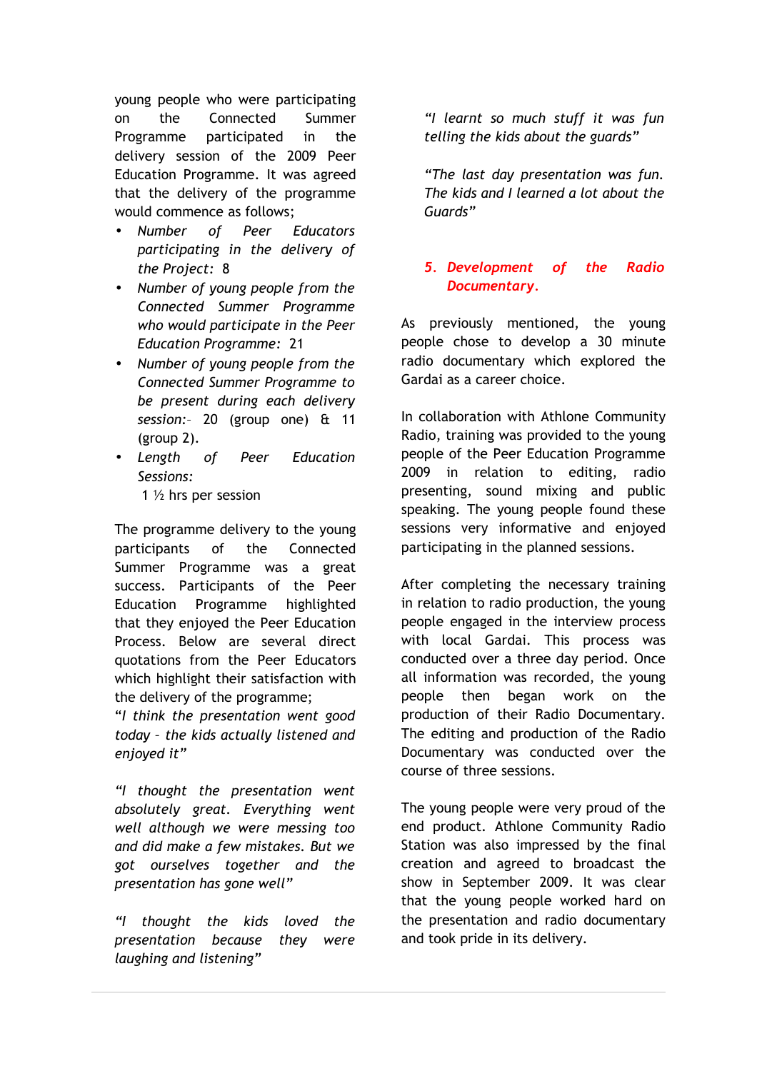young people who were participating on the Connected Summer Programme participated in the delivery session of the 2009 Peer Education Programme. It was agreed that the delivery of the programme would commence as follows;

- *Number of Peer Educators participating in the delivery of the Project:* 8
- *Number of young people from the Connected Summer Programme who would participate in the Peer Education Programme:* 21
- *Number of young people from the Connected Summer Programme to be present during each delivery session:-* 20 (group one) & 11 (group 2).
- *Length of Peer Education Sessions:*
  1 ½ hrs per session

The programme delivery to the young participants of the Connected Summer Programme was a great success. Participants of the Peer Education Programme highlighted that they enjoyed the Peer Education Process. Below are several direct quotations from the Peer Educators which highlight their satisfaction with the delivery of the programme;

*"I think the presentation went good today – the kids actually listened and enjoyed it"*

*"I thought the presentation went absolutely great. Everything went well although we were messing too and did make a few mistakes. But we got ourselves together and the presentation has gone well"*

*"I thought the kids loved the presentation because they were laughing and listening"*

*"I learnt so much stuff it was fun telling the kids about the guards"*

*"The last day presentation was fun. The kids and I learned a lot about the Guards"*

## 5. Development of the Radio Documentary.

As previously mentioned, the young people chose to develop a 30 minute radio documentary which explored the Gardai as a career choice.

In collaboration with Athlone Community Radio, training was provided to the young people of the Peer Education Programme 2009 in relation to editing, radio presenting, sound mixing and public speaking. The young people found these sessions very informative and enjoyed participating in the planned sessions.

After completing the necessary training in relation to radio production, the young people engaged in the interview process with local Gardai. This process was conducted over a three day period. Once all information was recorded, the young people then began work on the production of their Radio Documentary. The editing and production of the Radio Documentary was conducted over the course of three sessions.

The young people were very proud of the end product. Athlone Community Radio Station was also impressed by the final creation and agreed to broadcast the show in September 2009. It was clear that the young people worked hard on the presentation and radio documentary and took pride in its delivery.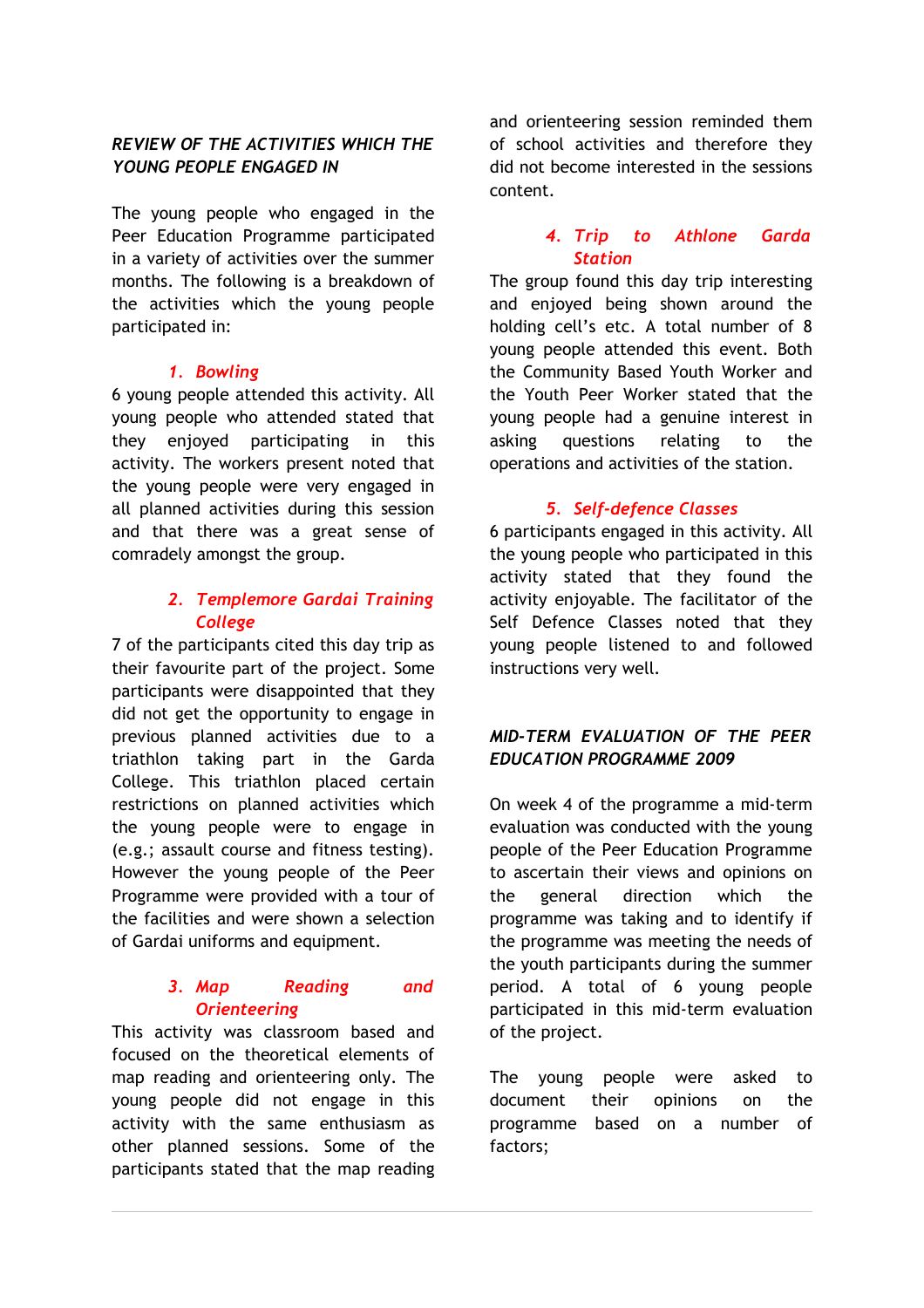## *REVIEW OF THE ACTIVITIES WHICH THE YOUNG PEOPLE ENGAGED IN*

The young people who engaged in the Peer Education Programme participated in a variety of activities over the summer months. The following is a breakdown of the activities which the young people participated in:

### *1. Bowling*

6 young people attended this activity. All young people who attended stated that they enjoyed participating in this activity. The workers present noted that the young people were very engaged in all planned activities during this session and that there was a great sense of comradely amongst the group.

### *2. Templemore Gardai Training College*

7 of the participants cited this day trip as their favourite part of the project. Some participants were disappointed that they did not get the opportunity to engage in previous planned activities due to a triathlon taking part in the Garda College. This triathlon placed certain restrictions on planned activities which the young people were to engage in (e.g.; assault course and fitness testing). However the young people of the Peer Programme were provided with a tour of the facilities and were shown a selection of Gardai uniforms and equipment.

### *3. Map Reading and Orienteering*

This activity was classroom based and focused on the theoretical elements of map reading and orienteering only. The young people did not engage in this activity with the same enthusiasm as other planned sessions. Some of the participants stated that the map reading and orienteering session reminded them of school activities and therefore they did not become interested in the sessions content.

### *4. Trip to Athlone Garda Station*

The group found this day trip interesting and enjoyed being shown around the holding cell's etc. A total number of 8 young people attended this event. Both the Community Based Youth Worker and the Youth Peer Worker stated that the young people had a genuine interest in asking questions relating to the operations and activities of the station.

### *5. Self-defence Classes*

6 participants engaged in this activity. All the young people who participated in this activity stated that they found the activity enjoyable. The facilitator of the Self Defence Classes noted that they young people listened to and followed instructions very well.

## *MID-TERM EVALUATION OF THE PEER EDUCATION PROGRAMME 2009*

On week 4 of the programme a mid-term evaluation was conducted with the young people of the Peer Education Programme to ascertain their views and opinions on the general direction which the programme was taking and to identify if the programme was meeting the needs of the youth participants during the summer period. A total of 6 young people participated in this mid-term evaluation of the project.

The young people were asked to document their opinions on the programme based on a number of factors;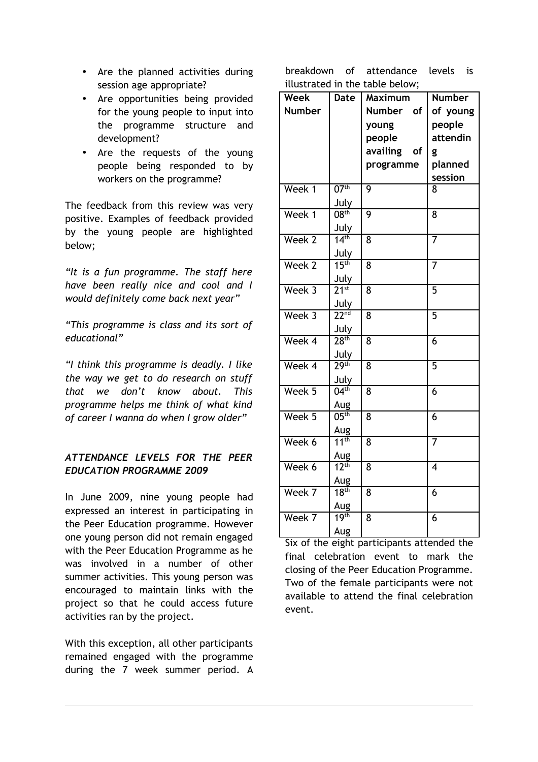- Are the planned activities during session age appropriate?
- Are opportunities being provided for the young people to input into the programme structure and development?
- Are the requests of the young people being responded to by workers on the programme?

The feedback from this review was very positive. Examples of feedback provided by the young people are highlighted below;

*"It is a fun programme. The staff here have been really nice and cool and I would definitely come back next year"*

*"This programme is class and its sort of educational"*

*"I think this programme is deadly. I like the way we get to do research on stuff that we don't know about. This programme helps me think of what kind of career I wanna do when I grow older"*

### *ATTENDANCE LEVELS FOR THE PEER EDUCATION PROGRAMME 2009*

In June 2009, nine young people had expressed an interest in participating in the Peer Education programme. However one young person did not remain engaged with the Peer Education Programme as he was involved in a number of other summer activities. This young person was encouraged to maintain links with the project so that he could access future activities ran by the project.

With this exception, all other participants remained engaged with the programme during the 7 week summer period. A breakdown of attendance levels is illustrated in the table below;

| Week Number | Date | Maximum Number of young people availing of programme | Number of young people attending planned session |
|---|---|---|---|
| Week 1 | 07th July | 9 | 8 |
| Week 1 | 08th July | 9 | 8 |
| Week 2 | 14th July | 8 | 7 |
| Week 2 | 15th July | 8 | 7 |
| Week 3 | 21st July | 8 | 5 |
| Week 3 | 22nd July | 8 | 5 |
| Week 4 | 28th July | 8 | 6 |
| Week 4 | 29th July | 8 | 5 |
| Week 5 | 04th Aug | 8 | 6 |
| Week 5 | 05th Aug | 8 | 6 |
| Week 6 | 11th Aug | 8 | 7 |
| Week 6 | 12th Aug | 8 | 4 |
| Week 7 | 18th Aug | 8 | 6 |
| Week 7 | 19th Aug | 8 | 6 |

Six of the eight participants attended the final celebration event to mark the closing of the Peer Education Programme. Two of the female participants were not available to attend the final celebration event.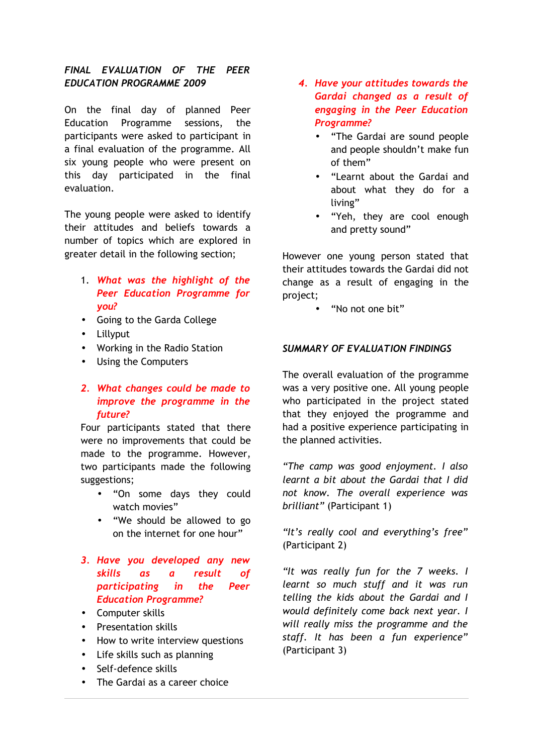## *FINAL EVALUATION OF THE PEER EDUCATION PROGRAMME 2009*

On the final day of planned Peer Education Programme sessions, the participants were asked to participant in a final evaluation of the programme. All six young people who were present on this day participated in the final evaluation.

The young people were asked to identify their attitudes and beliefs towards a number of topics which are explored in greater detail in the following section;

1. ***What was the highlight of the Peer Education Programme for you?***

- Going to the Garda College
- Lillyput
- Working in the Radio Station
- Using the Computers

2. ***What changes could be made to improve the programme in the future?***

Four participants stated that there were no improvements that could be made to the programme. However, two participants made the following suggestions;

- "On some days they could watch movies"
- "We should be allowed to go on the internet for one hour"

3. ***Have you developed any new skills as a result of participating in the Peer Education Programme?***

- Computer skills
- Presentation skills
- How to write interview questions
- Life skills such as planning
- Self-defence skills
- The Gardai as a career choice

4. ***Have your attitudes towards the Gardai changed as a result of engaging in the Peer Education Programme?***

- "The Gardai are sound people and people shouldn't make fun of them"
- "Learnt about the Gardai and about what they do for a living"
- "Yeh, they are cool enough and pretty sound"

However one young person stated that their attitudes towards the Gardai did not change as a result of engaging in the project;

- "No not one bit"

## *SUMMARY OF EVALUATION FINDINGS*

The overall evaluation of the programme was a very positive one. All young people who participated in the project stated that they enjoyed the programme and had a positive experience participating in the planned activities.

*"The camp was good enjoyment. I also learnt a bit about the Gardai that I did not know. The overall experience was brilliant"* (Participant 1)

*"It's really cool and everything's free"* (Participant 2)

*"It was really fun for the 7 weeks. I learnt so much stuff and it was run telling the kids about the Gardai and I would definitely come back next year. I will really miss the programme and the staff. It has been a fun experience"* (Participant 3)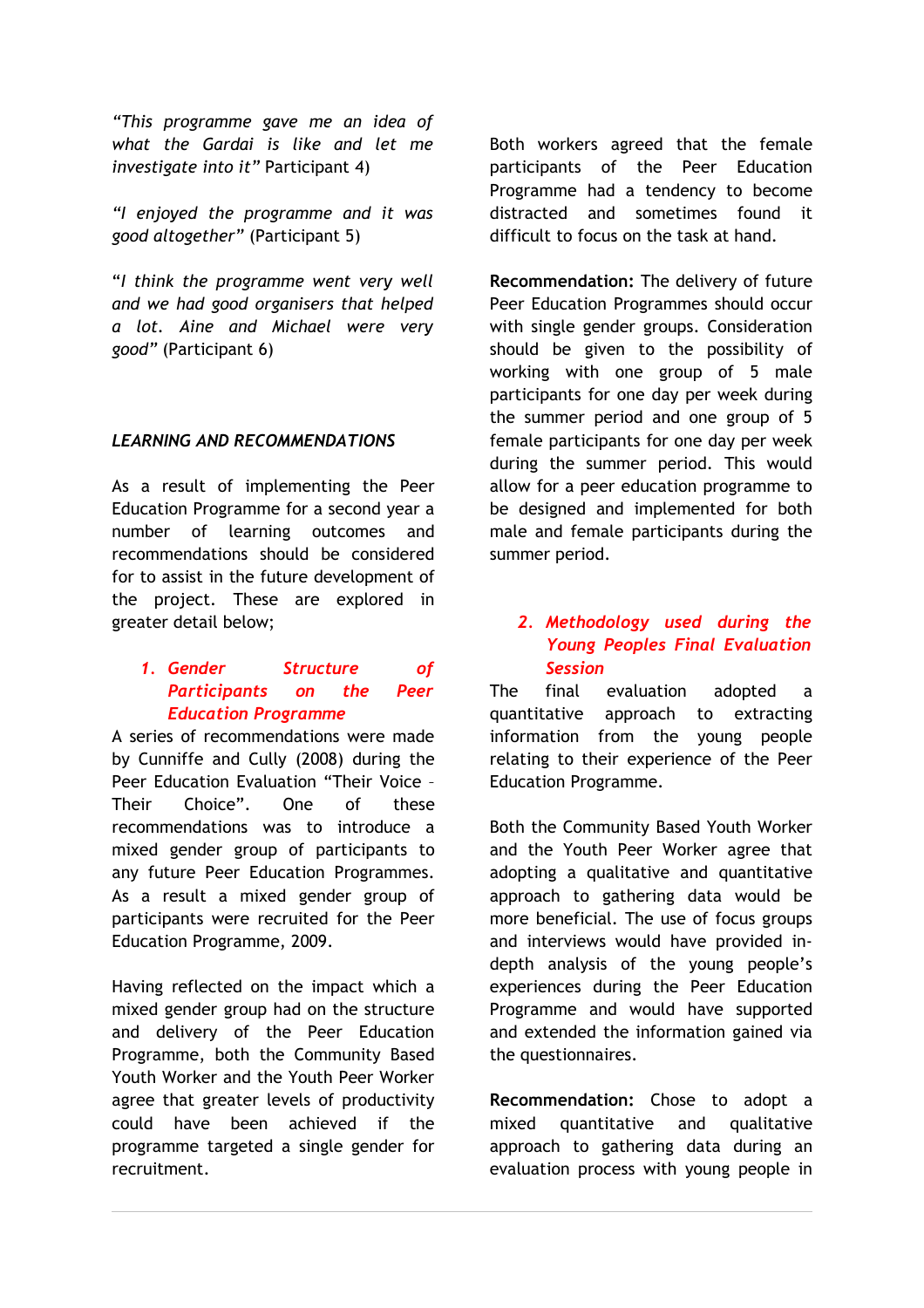*"This programme gave me an idea of what the Gardai is like and let me investigate into it"* Participant 4)

*"I enjoyed the programme and it was good altogether"* (Participant 5)

"*I think the programme went very well and we had good organisers that helped a lot. Aine and Michael were very good*" (Participant 6)

***LEARNING AND RECOMMENDATIONS***

As a result of implementing the Peer Education Programme for a second year a number of learning outcomes and recommendations should be considered for to assist in the future development of the project. These are explored in greater detail below;

1. ***Gender Structure of Participants on the Peer Education Programme***

A series of recommendations were made by Cunniffe and Cully (2008) during the Peer Education Evaluation "Their Voice – Their Choice". One of these recommendations was to introduce a mixed gender group of participants to any future Peer Education Programmes. As a result a mixed gender group of participants were recruited for the Peer Education Programme, 2009.

Having reflected on the impact which a mixed gender group had on the structure and delivery of the Peer Education Programme, both the Community Based Youth Worker and the Youth Peer Worker agree that greater levels of productivity could have been achieved if the programme targeted a single gender for recruitment.

Both workers agreed that the female participants of the Peer Education Programme had a tendency to become distracted and sometimes found it difficult to focus on the task at hand.

**Recommendation:** The delivery of future Peer Education Programmes should occur with single gender groups. Consideration should be given to the possibility of working with one group of 5 male participants for one day per week during the summer period and one group of 5 female participants for one day per week during the summer period. This would allow for a peer education programme to be designed and implemented for both male and female participants during the summer period.

2. ***Methodology used during the Young Peoples Final Evaluation Session***

The final evaluation adopted a quantitative approach to extracting information from the young people relating to their experience of the Peer Education Programme.

Both the Community Based Youth Worker and the Youth Peer Worker agree that adopting a qualitative and quantitative approach to gathering data would be more beneficial. The use of focus groups and interviews would have provided in-depth analysis of the young people's experiences during the Peer Education Programme and would have supported and extended the information gained via the questionnaires.

**Recommendation:** Chose to adopt a mixed quantitative and qualitative approach to gathering data during an evaluation process with young people in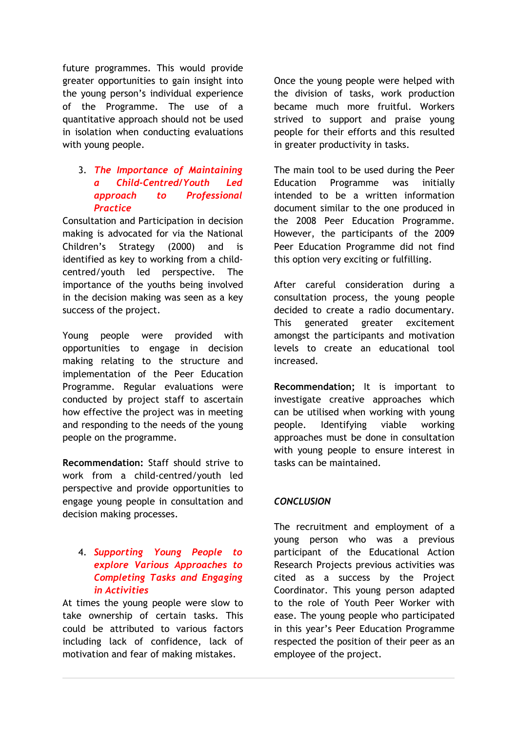future programmes. This would provide greater opportunities to gain insight into the young person's individual experience of the Programme. The use of a quantitative approach should not be used in isolation when conducting evaluations with young people.

### 3. *The Importance of Maintaining a Child-Centred/Youth Led approach to Professional Practice*

Consultation and Participation in decision making is advocated for via the National Children's Strategy (2000) and is identified as key to working from a child-centred/youth led perspective. The importance of the youths being involved in the decision making was seen as a key success of the project.

Young people were provided with opportunities to engage in decision making relating to the structure and implementation of the Peer Education Programme. Regular evaluations were conducted by project staff to ascertain how effective the project was in meeting and responding to the needs of the young people on the programme.

**Recommendation:** Staff should strive to work from a child-centred/youth led perspective and provide opportunities to engage young people in consultation and decision making processes.

### 4. *Supporting Young People to explore Various Approaches to Completing Tasks and Engaging in Activities*

At times the young people were slow to take ownership of certain tasks. This could be attributed to various factors including lack of confidence, lack of motivation and fear of making mistakes.

Once the young people were helped with the division of tasks, work production became much more fruitful. Workers strived to support and praise young people for their efforts and this resulted in greater productivity in tasks.

The main tool to be used during the Peer Education Programme was initially intended to be a written information document similar to the one produced in the 2008 Peer Education Programme. However, the participants of the 2009 Peer Education Programme did not find this option very exciting or fulfilling.

After careful consideration during a consultation process, the young people decided to create a radio documentary. This generated greater excitement amongst the participants and motivation levels to create an educational tool increased.

**Recommendation;** It is important to investigate creative approaches which can be utilised when working with young people. Identifying viable working approaches must be done in consultation with young people to ensure interest in tasks can be maintained.

## *CONCLUSION*

The recruitment and employment of a young person who was a previous participant of the Educational Action Research Projects previous activities was cited as a success by the Project Coordinator. This young person adapted to the role of Youth Peer Worker with ease. The young people who participated in this year's Peer Education Programme respected the position of their peer as an employee of the project.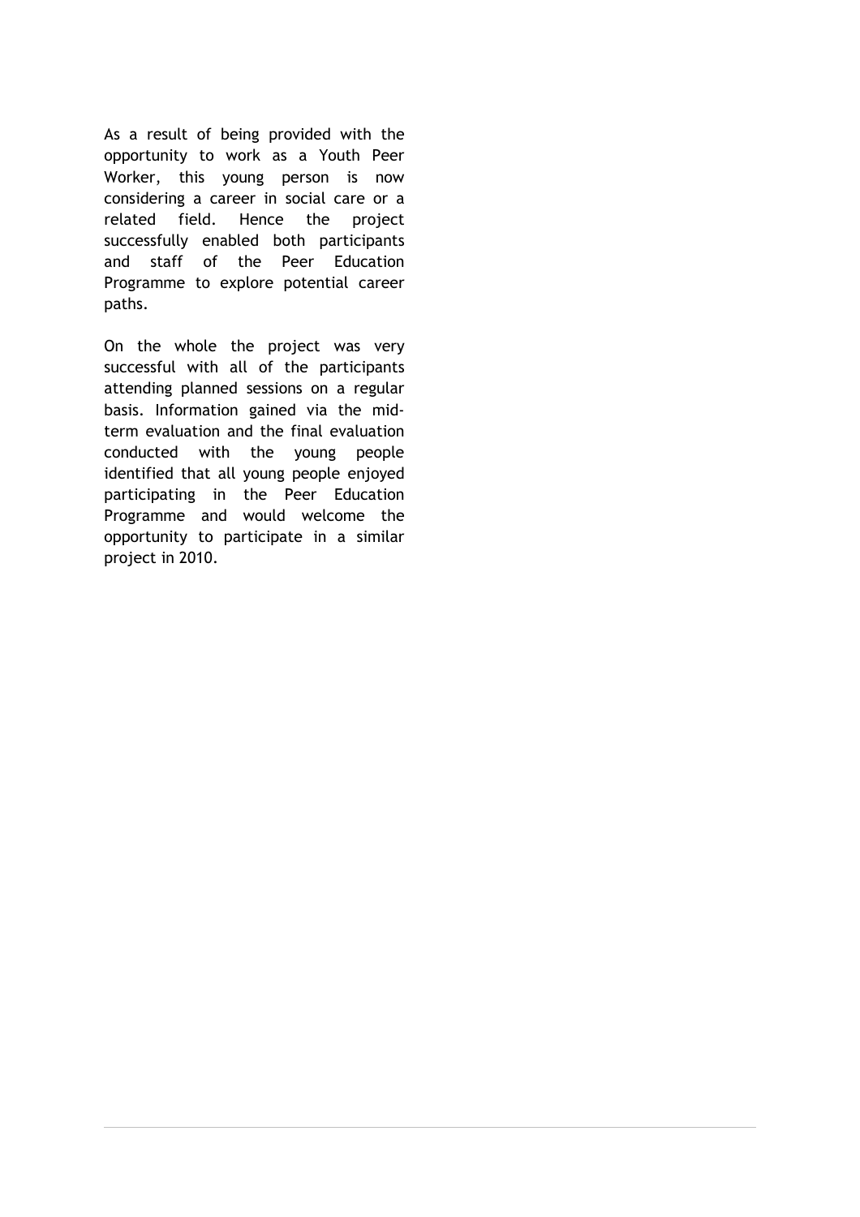As a result of being provided with the opportunity to work as a Youth Peer Worker, this young person is now considering a career in social care or a related field. Hence the project successfully enabled both participants and staff of the Peer Education Programme to explore potential career paths.

On the whole the project was very successful with all of the participants attending planned sessions on a regular basis. Information gained via the mid-term evaluation and the final evaluation conducted with the young people identified that all young people enjoyed participating in the Peer Education Programme and would welcome the opportunity to participate in a similar project in 2010.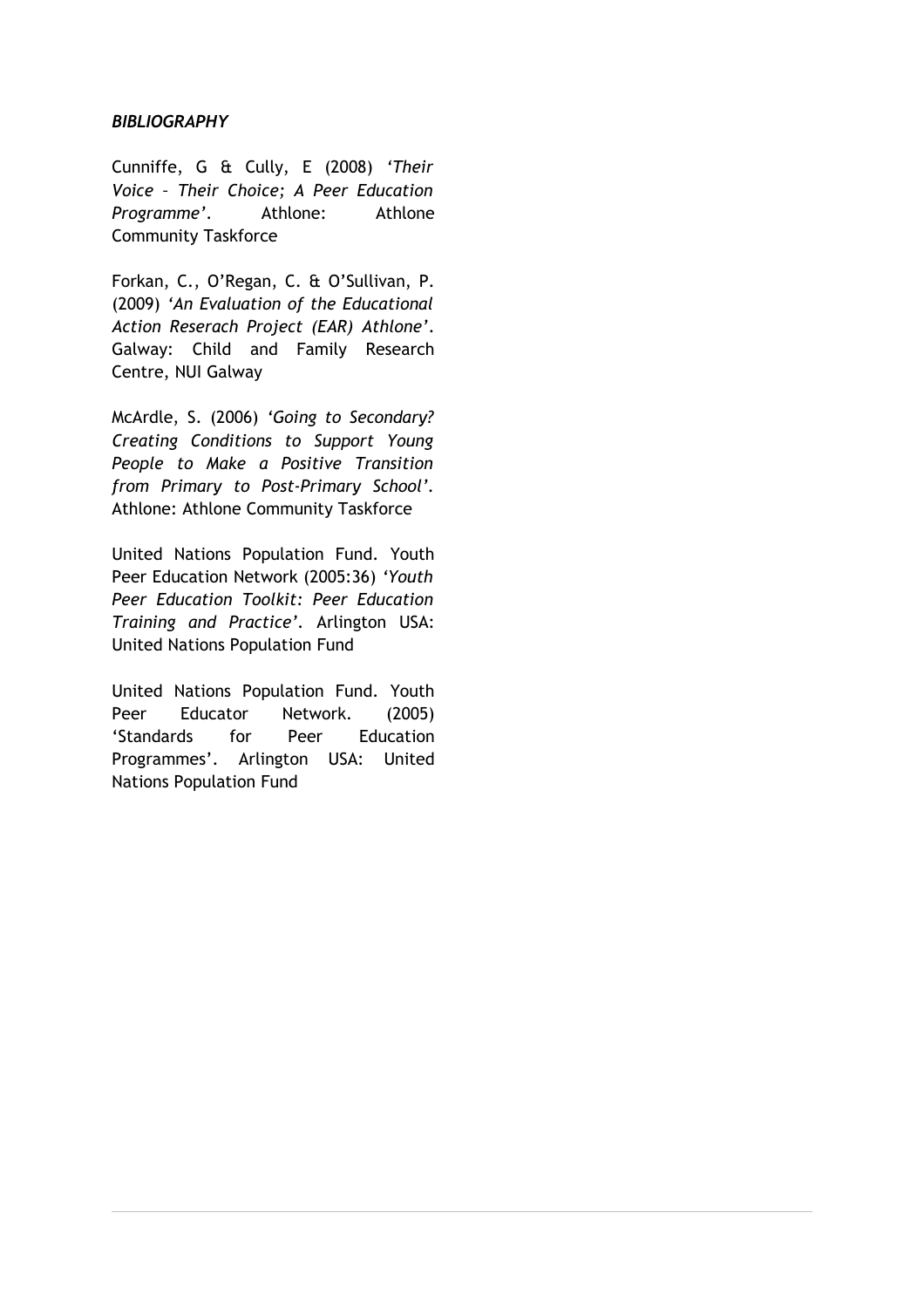### *BIBLIOGRAPHY*

Cunniffe, G & Cully, E (2008) *'Their Voice – Their Choice; A Peer Education Programme'*. Athlone: Athlone Community Taskforce

Forkan, C., O'Regan, C. & O'Sullivan, P. (2009) *'An Evaluation of the Educational Action Reserach Project (EAR) Athlone'*. Galway: Child and Family Research Centre, NUI Galway

McArdle, S. (2006) *'Going to Secondary? Creating Conditions to Support Young People to Make a Positive Transition from Primary to Post-Primary School'*. Athlone: Athlone Community Taskforce

United Nations Population Fund. Youth Peer Education Network (2005:36) *'Youth Peer Education Toolkit: Peer Education Training and Practice'*. Arlington USA: United Nations Population Fund

United Nations Population Fund. Youth Peer Educator Network. (2005) 'Standards for Peer Education Programmes'. Arlington USA: United Nations Population Fund